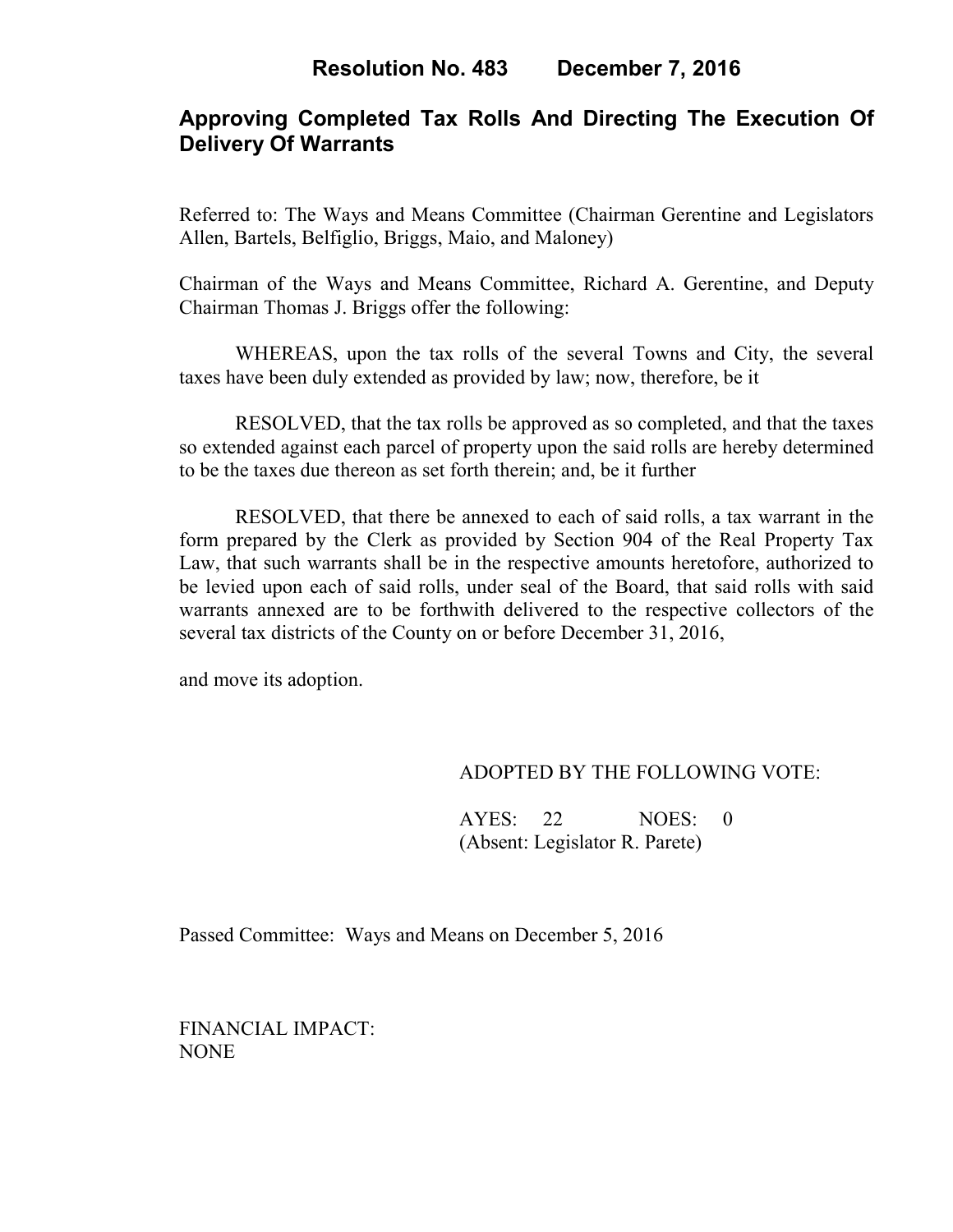# Resolution No. 483        December 7, 2016

## Approving Completed Tax Rolls And Directing The Execution Of Delivery Of Warrants

Referred to: The Ways and Means Committee (Chairman Gerentine and Legislators Allen, Bartels, Belfiglio, Briggs, Maio, and Maloney)

Chairman of the Ways and Means Committee, Richard A. Gerentine, and Deputy Chairman Thomas J. Briggs offer the following:

WHEREAS, upon the tax rolls of the several Towns and City, the several taxes have been duly extended as provided by law; now, therefore, be it

RESOLVED, that the tax rolls be approved as so completed, and that the taxes so extended against each parcel of property upon the said rolls are hereby determined to be the taxes due thereon as set forth therein; and, be it further

RESOLVED, that there be annexed to each of said rolls, a tax warrant in the form prepared by the Clerk as provided by Section 904 of the Real Property Tax Law, that such warrants shall be in the respective amounts heretofore, authorized to be levied upon each of said rolls, under seal of the Board, that said rolls with said warrants annexed are to be forthwith delivered to the respective collectors of the several tax districts of the County on or before December 31, 2016,

and move its adoption.

ADOPTED BY THE FOLLOWING VOTE:

AYES: 22        NOES: 0
(Absent: Legislator R. Parete)

Passed Committee: Ways and Means on December 5, 2016

FINANCIAL IMPACT:
NONE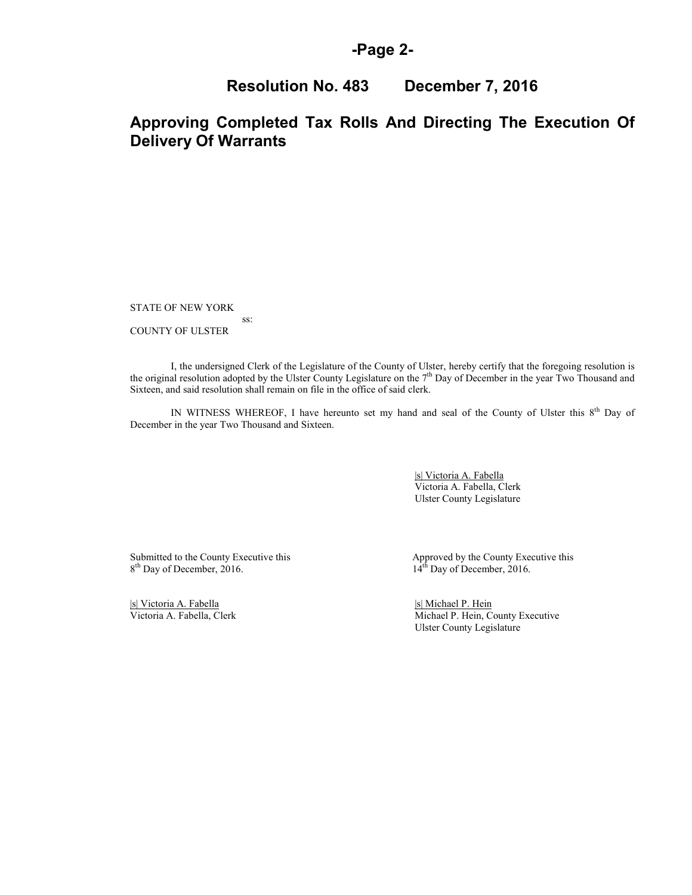## -Page 2-

## Resolution No. 483 December 7, 2016

## Approving Completed Tax Rolls And Directing The Execution Of Delivery Of Warrants

STATE OF NEW YORK
ss:
COUNTY OF ULSTER

I, the undersigned Clerk of the Legislature of the County of Ulster, hereby certify that the foregoing resolution is the original resolution adopted by the Ulster County Legislature on the 7th Day of December in the year Two Thousand and Sixteen, and said resolution shall remain on file in the office of said clerk.

IN WITNESS WHEREOF, I have hereunto set my hand and seal of the County of Ulster this 8th Day of December in the year Two Thousand and Sixteen.

|s| Victoria A. Fabella
Victoria A. Fabella, Clerk
Ulster County Legislature

Submitted to the County Executive this
8th Day of December, 2016.

|s| Victoria A. Fabella
Victoria A. Fabella, Clerk

Approved by the County Executive this
14th Day of December, 2016.

|s| Michael P. Hein
Michael P. Hein, County Executive
Ulster County Legislature